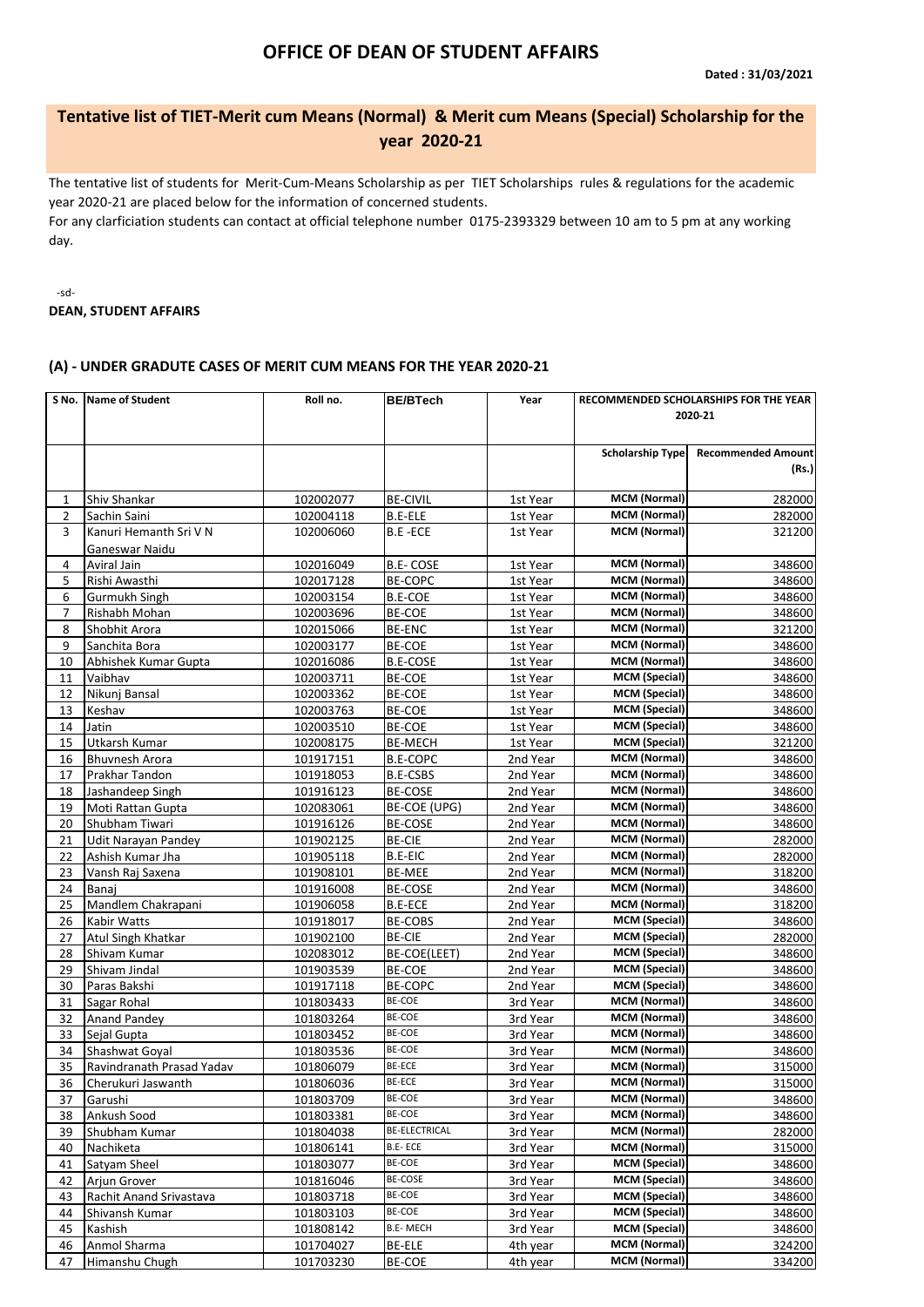# OFFICE OF DEAN OF STUDENT AFFAIRS

**Dated : 31/03/2021**

## Tentative list of TIET-Merit cum Means (Normal) & Merit cum Means (Special) Scholarship for the year 2020-21

The tentative list of students for Merit-Cum-Means Scholarship as per TIET Scholarships rules & regulations for the academic year 2020-21 are placed below for the information of concerned students.

For any clarficiation students can contact at official telephone number 0175-2393329 between 10 am to 5 pm at any working day.

-sd-

**DEAN, STUDENT AFFAIRS**

### (A) - UNDER GRADUTE CASES OF MERIT CUM MEANS FOR THE YEAR 2020-21

| S No. | Name of Student | Roll no. | BE/BTech | Year | RECOMMENDED SCHOLARSHIPS FOR THE YEAR 2020-21 | |
|---|---|---|---|---|---|---|
| | | | | | Scholarship Type | Recommended Amount (Rs.) |
| 1 | Shiv Shankar | 102002077 | BE-CIVIL | 1st Year | MCM (Normal) | 282000 |
| 2 | Sachin Saini | 102004118 | B.E-ELE | 1st Year | MCM (Normal) | 282000 |
| 3 | Kanuri Hemanth Sri V N Ganeswar Naidu | 102006060 | B.E -ECE | 1st Year | MCM (Normal) | 321200 |
| 4 | Aviral Jain | 102016049 | B.E- COSE | 1st Year | MCM (Normal) | 348600 |
| 5 | Rishi Awasthi | 102017128 | BE-COPC | 1st Year | MCM (Normal) | 348600 |
| 6 | Gurmukh Singh | 102003154 | B.E-COE | 1st Year | MCM (Normal) | 348600 |
| 7 | Rishabh Mohan | 102003696 | BE-COE | 1st Year | MCM (Normal) | 348600 |
| 8 | Shobhit Arora | 102015066 | BE-ENC | 1st Year | MCM (Normal) | 321200 |
| 9 | Sanchita Bora | 102003177 | BE-COE | 1st Year | MCM (Normal) | 348600 |
| 10 | Abhishek Kumar Gupta | 102016086 | B.E-COSE | 1st Year | MCM (Normal) | 348600 |
| 11 | Vaibhav | 102003711 | BE-COE | 1st Year | MCM (Special) | 348600 |
| 12 | Nikunj Bansal | 102003362 | BE-COE | 1st Year | MCM (Special) | 348600 |
| 13 | Keshav | 102003763 | BE-COE | 1st Year | MCM (Special) | 348600 |
| 14 | Jatin | 102003510 | BE-COE | 1st Year | MCM (Special) | 348600 |
| 15 | Utkarsh Kumar | 102008175 | BE-MECH | 1st Year | MCM (Special) | 321200 |
| 16 | Bhuvnesh Arora | 101917151 | B.E-COPC | 2nd Year | MCM (Normal) | 348600 |
| 17 | Prakhar Tandon | 101918053 | B.E-CSBS | 2nd Year | MCM (Normal) | 348600 |
| 18 | Jashandeep Singh | 101916123 | BE-COSE | 2nd Year | MCM (Normal) | 348600 |
| 19 | Moti Rattan Gupta | 102083061 | BE-COE (UPG) | 2nd Year | MCM (Normal) | 348600 |
| 20 | Shubham Tiwari | 101916126 | BE-COSE | 2nd Year | MCM (Normal) | 348600 |
| 21 | Udit Narayan Pandey | 101902125 | BE-CIE | 2nd Year | MCM (Normal) | 282000 |
| 22 | Ashish Kumar Jha | 101905118 | B.E-EIC | 2nd Year | MCM (Normal) | 282000 |
| 23 | Vansh Raj Saxena | 101908101 | BE-MEE | 2nd Year | MCM (Normal) | 318200 |
| 24 | Banaj | 101916008 | BE-COSE | 2nd Year | MCM (Normal) | 348600 |
| 25 | Mandlem Chakrapani | 101906058 | B.E-ECE | 2nd Year | MCM (Normal) | 318200 |
| 26 | Kabir Watts | 101918017 | BE-COBS | 2nd Year | MCM (Special) | 348600 |
| 27 | Atul Singh Khatkar | 101902100 | BE-CIE | 2nd Year | MCM (Special) | 282000 |
| 28 | Shivam Kumar | 102083012 | BE-COE(LEET) | 2nd Year | MCM (Special) | 348600 |
| 29 | Shivam Jindal | 101903539 | BE-COE | 2nd Year | MCM (Special) | 348600 |
| 30 | Paras Bakshi | 101917118 | BE-COPC | 2nd Year | MCM (Special) | 348600 |
| 31 | Sagar Rohal | 101803433 | BE-COE | 3rd Year | MCM (Normal) | 348600 |
| 32 | Anand Pandey | 101803264 | BE-COE | 3rd Year | MCM (Normal) | 348600 |
| 33 | Sejal Gupta | 101803452 | BE-COE | 3rd Year | MCM (Normal) | 348600 |
| 34 | Shashwat Goyal | 101803536 | BE-COE | 3rd Year | MCM (Normal) | 348600 |
| 35 | Ravindranath Prasad Yadav | 101806079 | BE-ECE | 3rd Year | MCM (Normal) | 315000 |
| 36 | Cherukuri Jaswanth | 101806036 | BE-ECE | 3rd Year | MCM (Normal) | 315000 |
| 37 | Garushi | 101803709 | BE-COE | 3rd Year | MCM (Normal) | 348600 |
| 38 | Ankush Sood | 101803381 | BE-COE | 3rd Year | MCM (Normal) | 348600 |
| 39 | Shubham Kumar | 101804038 | BE-ELECTRICAL | 3rd Year | MCM (Normal) | 282000 |
| 40 | Nachiketa | 101806141 | B.E- ECE | 3rd Year | MCM (Normal) | 315000 |
| 41 | Satyam Sheel | 101803077 | BE-COE | 3rd Year | MCM (Special) | 348600 |
| 42 | Arjun Grover | 101816046 | BE-COSE | 3rd Year | MCM (Special) | 348600 |
| 43 | Rachit Anand Srivastava | 101803718 | BE-COE | 3rd Year | MCM (Special) | 348600 |
| 44 | Shivansh Kumar | 101803103 | BE-COE | 3rd Year | MCM (Special) | 348600 |
| 45 | Kashish | 101808142 | B.E- MECH | 3rd Year | MCM (Special) | 348600 |
| 46 | Anmol Sharma | 101704027 | BE-ELE | 4th year | MCM (Normal) | 324200 |
| 47 | Himanshu Chugh | 101703230 | BE-COE | 4th year | MCM (Normal) | 334200 |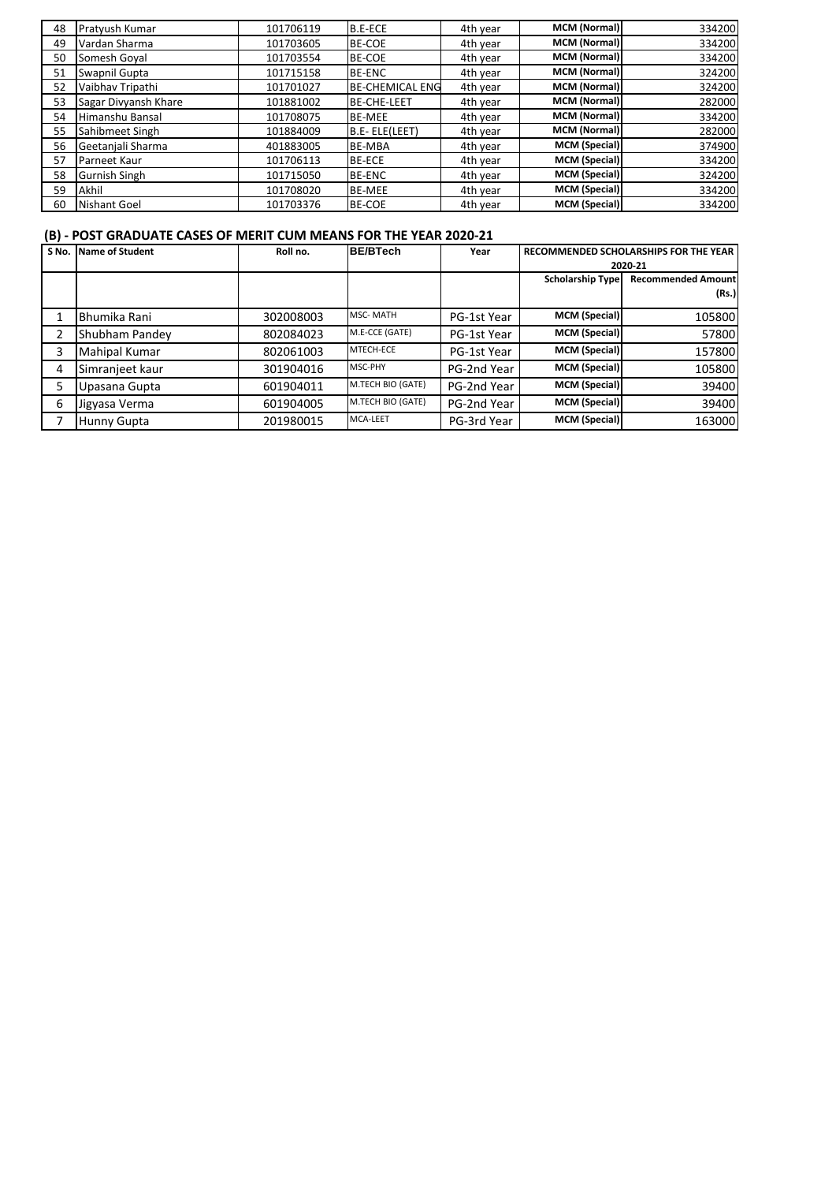| | | | | | | |
|---|---|---|---|---|---|---|
| 48 | Pratyush Kumar | 101706119 | B.E-ECE | 4th year | MCM (Normal) | 334200 |
| 49 | Vardan Sharma | 101703605 | BE-COE | 4th year | MCM (Normal) | 334200 |
| 50 | Somesh Goyal | 101703554 | BE-COE | 4th year | MCM (Normal) | 334200 |
| 51 | Swapnil Gupta | 101715158 | BE-ENC | 4th year | MCM (Normal) | 324200 |
| 52 | Vaibhav Tripathi | 101701027 | BE-CHEMICAL ENG | 4th year | MCM (Normal) | 324200 |
| 53 | Sagar Divyansh Khare | 101881002 | BE-CHE-LEET | 4th year | MCM (Normal) | 282000 |
| 54 | Himanshu Bansal | 101708075 | BE-MEE | 4th year | MCM (Normal) | 334200 |
| 55 | Sahibmeet Singh | 101884009 | B.E- ELE(LEET) | 4th year | MCM (Normal) | 282000 |
| 56 | Geetanjali Sharma | 401883005 | BE-MBA | 4th year | MCM (Special) | 374900 |
| 57 | Parneet Kaur | 101706113 | BE-ECE | 4th year | MCM (Special) | 334200 |
| 58 | Gurnish Singh | 101715050 | BE-ENC | 4th year | MCM (Special) | 324200 |
| 59 | Akhil | 101708020 | BE-MEE | 4th year | MCM (Special) | 334200 |
| 60 | Nishant Goel | 101703376 | BE-COE | 4th year | MCM (Special) | 334200 |

## (B) - POST GRADUATE CASES OF MERIT CUM MEANS FOR THE YEAR 2020-21

| S No. | Name of Student | Roll no. | BE/BTech | Year | RECOMMENDED SCHOLARSHIPS FOR THE YEAR 2020-21 | |
|---|---|---|---|---|---|---|
| | | | | | Scholarship Type | Recommended Amount (Rs.) |
| 1 | Bhumika Rani | 302008003 | MSC- MATH | PG-1st Year | MCM (Special) | 105800 |
| 2 | Shubham Pandey | 802084023 | M.E-CCE (GATE) | PG-1st Year | MCM (Special) | 57800 |
| 3 | Mahipal Kumar | 802061003 | MTECH-ECE | PG-1st Year | MCM (Special) | 157800 |
| 4 | Simranjeet kaur | 301904016 | MSC-PHY | PG-2nd Year | MCM (Special) | 105800 |
| 5 | Upasana Gupta | 601904011 | M.TECH BIO (GATE) | PG-2nd Year | MCM (Special) | 39400 |
| 6 | Jigyasa Verma | 601904005 | M.TECH BIO (GATE) | PG-2nd Year | MCM (Special) | 39400 |
| 7 | Hunny Gupta | 201980015 | MCA-LEET | PG-3rd Year | MCM (Special) | 163000 |